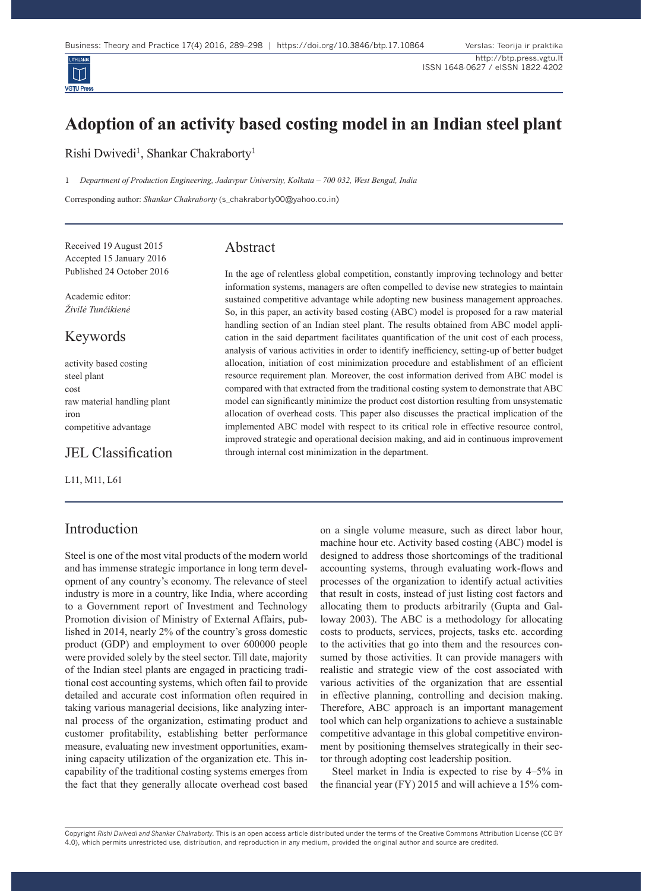# Adoption of an activity based costing model in an Indian steel plant

Rishi Dwivedi[1], Shankar Chakraborty[1]

1 *Department of Production Engineering, Jadavpur University, Kolkata – 700 032, West Bengal, India*

Corresponding author: *Shankar Chakraborty* (s_chakraborty00@yahoo.co.in)

Received 19 August 2015
Accepted 15 January 2016
Published 24 October 2016

Academic editor:
*Živilė Tunčikienė*

## Keywords

activity based costing
steel plant
cost
raw material handling plant
iron
competitive advantage

## JEL Classification

L11, M11, L61

## Abstract

In the age of relentless global competition, constantly improving technology and better information systems, managers are often compelled to devise new strategies to maintain sustained competitive advantage while adopting new business management approaches. So, in this paper, an activity based costing (ABC) model is proposed for a raw material handling section of an Indian steel plant. The results obtained from ABC model application in the said department facilitates quantification of the unit cost of each process, analysis of various activities in order to identify inefficiency, setting-up of better budget allocation, initiation of cost minimization procedure and establishment of an efficient resource requirement plan. Moreover, the cost information derived from ABC model is compared with that extracted from the traditional costing system to demonstrate that ABC model can significantly minimize the product cost distortion resulting from unsystematic allocation of overhead costs. This paper also discusses the practical implication of the implemented ABC model with respect to its critical role in effective resource control, improved strategic and operational decision making, and aid in continuous improvement through internal cost minimization in the department.

## Introduction

Steel is one of the most vital products of the modern world and has immense strategic importance in long term development of any country's economy. The relevance of steel industry is more in a country, like India, where according to a Government report of Investment and Technology Promotion division of Ministry of External Affairs, published in 2014, nearly 2% of the country's gross domestic product (GDP) and employment to over 600000 people were provided solely by the steel sector. Till date, majority of the Indian steel plants are engaged in practicing traditional cost accounting systems, which often fail to provide detailed and accurate cost information often required in taking various managerial decisions, like analyzing internal process of the organization, estimating product and customer profitability, establishing better performance measure, evaluating new investment opportunities, examining capacity utilization of the organization etc. This incapability of the traditional costing systems emerges from the fact that they generally allocate overhead cost based on a single volume measure, such as direct labor hour, machine hour etc. Activity based costing (ABC) model is designed to address those shortcomings of the traditional accounting systems, through evaluating work-flows and processes of the organization to identify actual activities that result in costs, instead of just listing cost factors and allocating them to products arbitrarily (Gupta and Galloway 2003). The ABC is a methodology for allocating costs to products, services, projects, tasks etc. according to the activities that go into them and the resources consumed by those activities. It can provide managers with realistic and strategic view of the cost associated with various activities of the organization that are essential in effective planning, controlling and decision making. Therefore, ABC approach is an important management tool which can help organizations to achieve a sustainable competitive advantage in this global competitive environment by positioning themselves strategically in their sector through adopting cost leadership position.

Steel market in India is expected to rise by 4–5% in the financial year (FY) 2015 and will achieve a 15% com-

Copyright *Rishi Dwivedi and Shankar Chakraborty*. This is an open access article distributed under the terms of the Creative Commons Attribution License (CC BY 4.0), which permits unrestricted use, distribution, and reproduction in any medium, provided the original author and source are credited.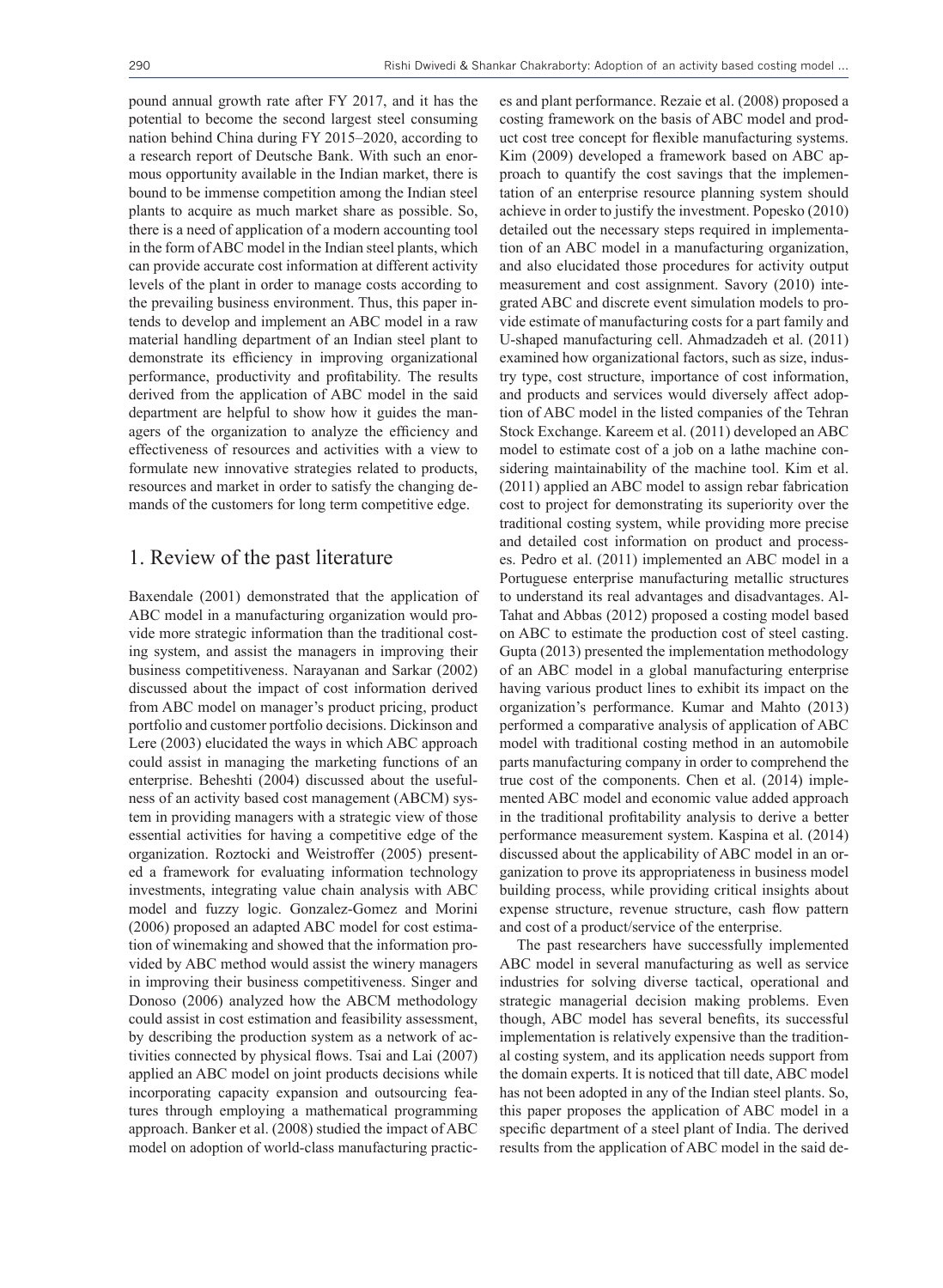pound annual growth rate after FY 2017, and it has the potential to become the second largest steel consuming nation behind China during FY 2015–2020, according to a research report of Deutsche Bank. With such an enormous opportunity available in the Indian market, there is bound to be immense competition among the Indian steel plants to acquire as much market share as possible. So, there is a need of application of a modern accounting tool in the form of ABC model in the Indian steel plants, which can provide accurate cost information at different activity levels of the plant in order to manage costs according to the prevailing business environment. Thus, this paper intends to develop and implement an ABC model in a raw material handling department of an Indian steel plant to demonstrate its efficiency in improving organizational performance, productivity and profitability. The results derived from the application of ABC model in the said department are helpful to show how it guides the managers of the organization to analyze the efficiency and effectiveness of resources and activities with a view to formulate new innovative strategies related to products, resources and market in order to satisfy the changing demands of the customers for long term competitive edge.

# 1. Review of the past literature

Baxendale (2001) demonstrated that the application of ABC model in a manufacturing organization would provide more strategic information than the traditional costing system, and assist the managers in improving their business competitiveness. Narayanan and Sarkar (2002) discussed about the impact of cost information derived from ABC model on manager's product pricing, product portfolio and customer portfolio decisions. Dickinson and Lere (2003) elucidated the ways in which ABC approach could assist in managing the marketing functions of an enterprise. Beheshti (2004) discussed about the usefulness of an activity based cost management (ABCM) system in providing managers with a strategic view of those essential activities for having a competitive edge of the organization. Roztocki and Weistroffer (2005) presented a framework for evaluating information technology investments, integrating value chain analysis with ABC model and fuzzy logic. Gonzalez-Gomez and Morini (2006) proposed an adapted ABC model for cost estimation of winemaking and showed that the information provided by ABC method would assist the winery managers in improving their business competitiveness. Singer and Donoso (2006) analyzed how the ABCM methodology could assist in cost estimation and feasibility assessment, by describing the production system as a network of activities connected by physical flows. Tsai and Lai (2007) applied an ABC model on joint products decisions while incorporating capacity expansion and outsourcing features through employing a mathematical programming approach. Banker et al. (2008) studied the impact of ABC model on adoption of world-class manufacturing practices and plant performance. Rezaie et al. (2008) proposed a costing framework on the basis of ABC model and product cost tree concept for flexible manufacturing systems. Kim (2009) developed a framework based on ABC approach to quantify the cost savings that the implementation of an enterprise resource planning system should achieve in order to justify the investment. Popesko (2010) detailed out the necessary steps required in implementation of an ABC model in a manufacturing organization, and also elucidated those procedures for activity output measurement and cost assignment. Savory (2010) integrated ABC and discrete event simulation models to provide estimate of manufacturing costs for a part family and U-shaped manufacturing cell. Ahmadzadeh et al. (2011) examined how organizational factors, such as size, industry type, cost structure, importance of cost information, and products and services would diversely affect adoption of ABC model in the listed companies of the Tehran Stock Exchange. Kareem et al. (2011) developed an ABC model to estimate cost of a job on a lathe machine considering maintainability of the machine tool. Kim et al. (2011) applied an ABC model to assign rebar fabrication cost to project for demonstrating its superiority over the traditional costing system, while providing more precise and detailed cost information on product and processes. Pedro et al. (2011) implemented an ABC model in a Portuguese enterprise manufacturing metallic structures to understand its real advantages and disadvantages. Al-Tahat and Abbas (2012) proposed a costing model based on ABC to estimate the production cost of steel casting. Gupta (2013) presented the implementation methodology of an ABC model in a global manufacturing enterprise having various product lines to exhibit its impact on the organization's performance. Kumar and Mahto (2013) performed a comparative analysis of application of ABC model with traditional costing method in an automobile parts manufacturing company in order to comprehend the true cost of the components. Chen et al. (2014) implemented ABC model and economic value added approach in the traditional profitability analysis to derive a better performance measurement system. Kaspina et al. (2014) discussed about the applicability of ABC model in an organization to prove its appropriateness in business model building process, while providing critical insights about expense structure, revenue structure, cash flow pattern and cost of a product/service of the enterprise.

The past researchers have successfully implemented ABC model in several manufacturing as well as service industries for solving diverse tactical, operational and strategic managerial decision making problems. Even though, ABC model has several benefits, its successful implementation is relatively expensive than the traditional costing system, and its application needs support from the domain experts. It is noticed that till date, ABC model has not been adopted in any of the Indian steel plants. So, this paper proposes the application of ABC model in a specific department of a steel plant of India. The derived results from the application of ABC model in the said de-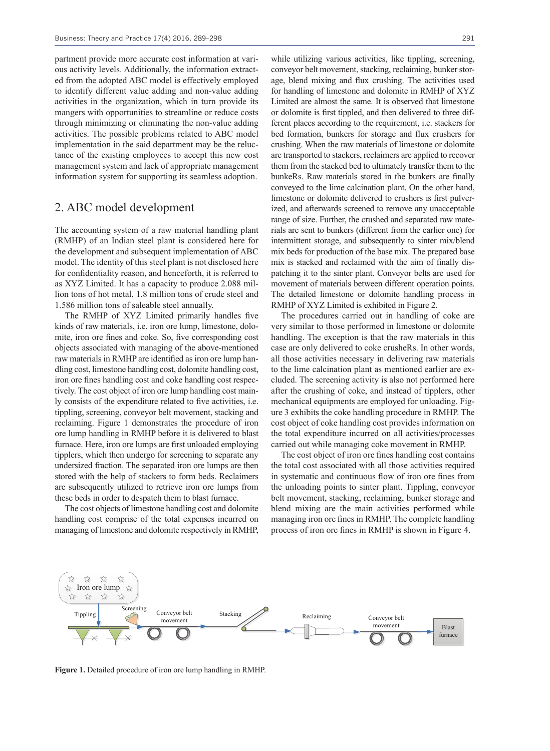partment provide more accurate cost information at various activity levels. Additionally, the information extracted from the adopted ABC model is effectively employed to identify different value adding and non-value adding activities in the organization, which in turn provide its mangers with opportunities to streamline or reduce costs through minimizing or eliminating the non-value adding activities. The possible problems related to ABC model implementation in the said department may be the reluctance of the existing employees to accept this new cost management system and lack of appropriate management information system for supporting its seamless adoption.

## 2. ABC model development

The accounting system of a raw material handling plant (RMHP) of an Indian steel plant is considered here for the development and subsequent implementation of ABC model. The identity of this steel plant is not disclosed here for confidentiality reason, and henceforth, it is referred to as XYZ Limited. It has a capacity to produce 2.088 million tons of hot metal, 1.8 million tons of crude steel and 1.586 million tons of saleable steel annually.

The RMHP of XYZ Limited primarily handles five kinds of raw materials, i.e. iron ore lump, limestone, dolomite, iron ore fines and coke. So, five corresponding cost objects associated with managing of the above-mentioned raw materials in RMHP are identified as iron ore lump handling cost, limestone handling cost, dolomite handling cost, iron ore fines handling cost and coke handling cost respectively. The cost object of iron ore lump handling cost mainly consists of the expenditure related to five activities, i.e. tippling, screening, conveyor belt movement, stacking and reclaiming. Figure 1 demonstrates the procedure of iron ore lump handling in RMHP before it is delivered to blast furnace. Here, iron ore lumps are first unloaded employing tipplers, which then undergo for screening to separate any undersized fraction. The separated iron ore lumps are then stored with the help of stackers to form beds. Reclaimers are subsequently utilized to retrieve iron ore lumps from these beds in order to despatch them to blast furnace.

The cost objects of limestone handling cost and dolomite handling cost comprise of the total expenses incurred on managing of limestone and dolomite respectively in RMHP, while utilizing various activities, like tippling, screening, conveyor belt movement, stacking, reclaiming, bunker storage, blend mixing and flux crushing. The activities used for handling of limestone and dolomite in RMHP of XYZ Limited are almost the same. It is observed that limestone or dolomite is first tippled, and then delivered to three different places according to the requirement, i.e. stackers for bed formation, bunkers for storage and flux crushers for crushing. When the raw materials of limestone or dolomite are transported to stackers, reclaimers are applied to recover them from the stacked bed to ultimately transfer them to the bunkeRs. Raw materials stored in the bunkers are finally conveyed to the lime calcination plant. On the other hand, limestone or dolomite delivered to crushers is first pulverized, and afterwards screened to remove any unacceptable range of size. Further, the crushed and separated raw materials are sent to bunkers (different from the earlier one) for intermittent storage, and subsequently to sinter mix/blend mix beds for production of the base mix. The prepared base mix is stacked and reclaimed with the aim of finally dispatching it to the sinter plant. Conveyor belts are used for movement of materials between different operation points. The detailed limestone or dolomite handling process in RMHP of XYZ Limited is exhibited in Figure 2.

The procedures carried out in handling of coke are very similar to those performed in limestone or dolomite handling. The exception is that the raw materials in this case are only delivered to coke crusheRs. In other words, all those activities necessary in delivering raw materials to the lime calcination plant as mentioned earlier are excluded. The screening activity is also not performed here after the crushing of coke, and instead of tipplers, other mechanical equipments are employed for unloading. Figure 3 exhibits the coke handling procedure in RMHP. The cost object of coke handling cost provides information on the total expenditure incurred on all activities/processes carried out while managing coke movement in RMHP.

The cost object of iron ore fines handling cost contains the total cost associated with all those activities required in systematic and continuous flow of iron ore fines from the unloading points to sinter plant. Tippling, conveyor belt movement, stacking, reclaiming, bunker storage and blend mixing are the main activities performed while managing iron ore fines in RMHP. The complete handling process of iron ore fines in RMHP is shown in Figure 4.

**Figure 1.** Detailed procedure of iron ore lump handling in RMHP.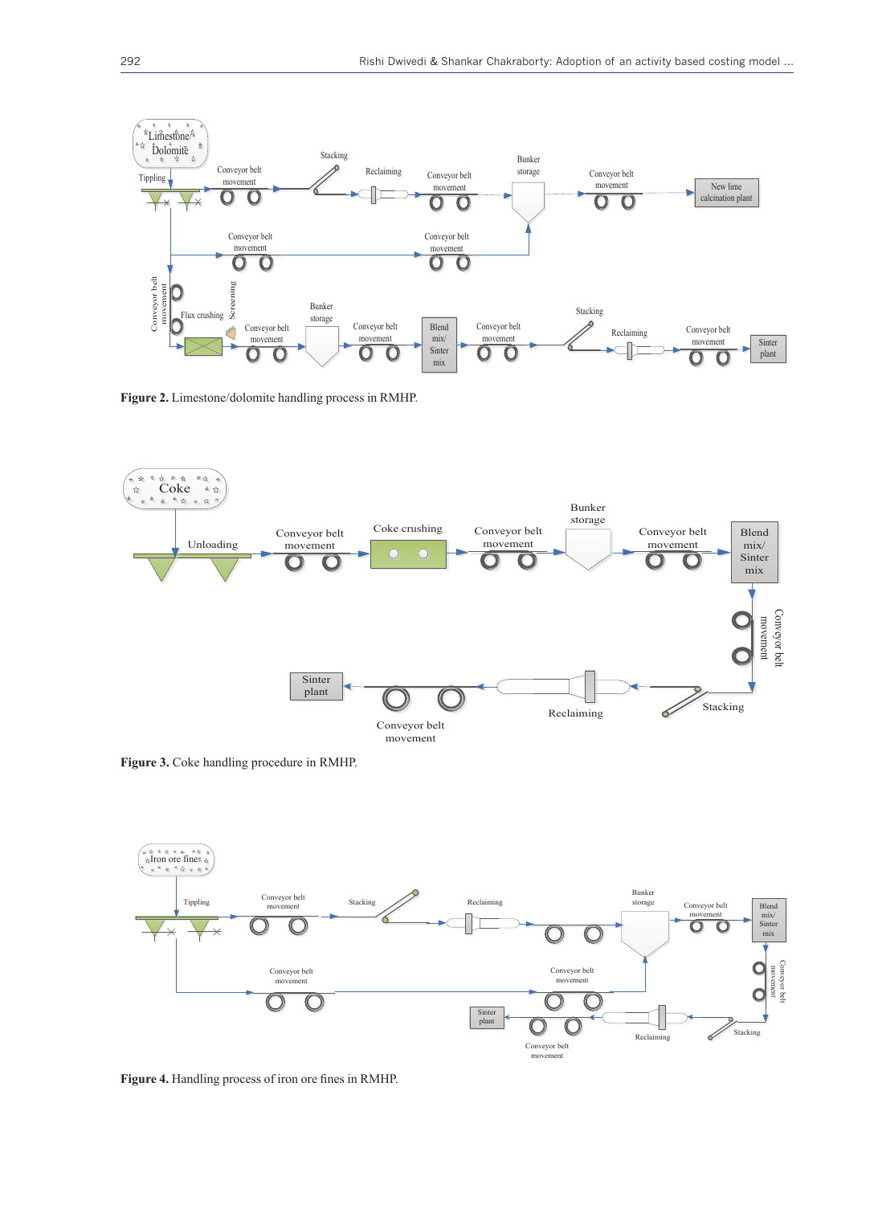**Figure 2.** Limestone/dolomite handling process in RMHP.

**Figure 3.** Coke handling procedure in RMHP.

**Figure 4.** Handling process of iron ore fines in RMHP.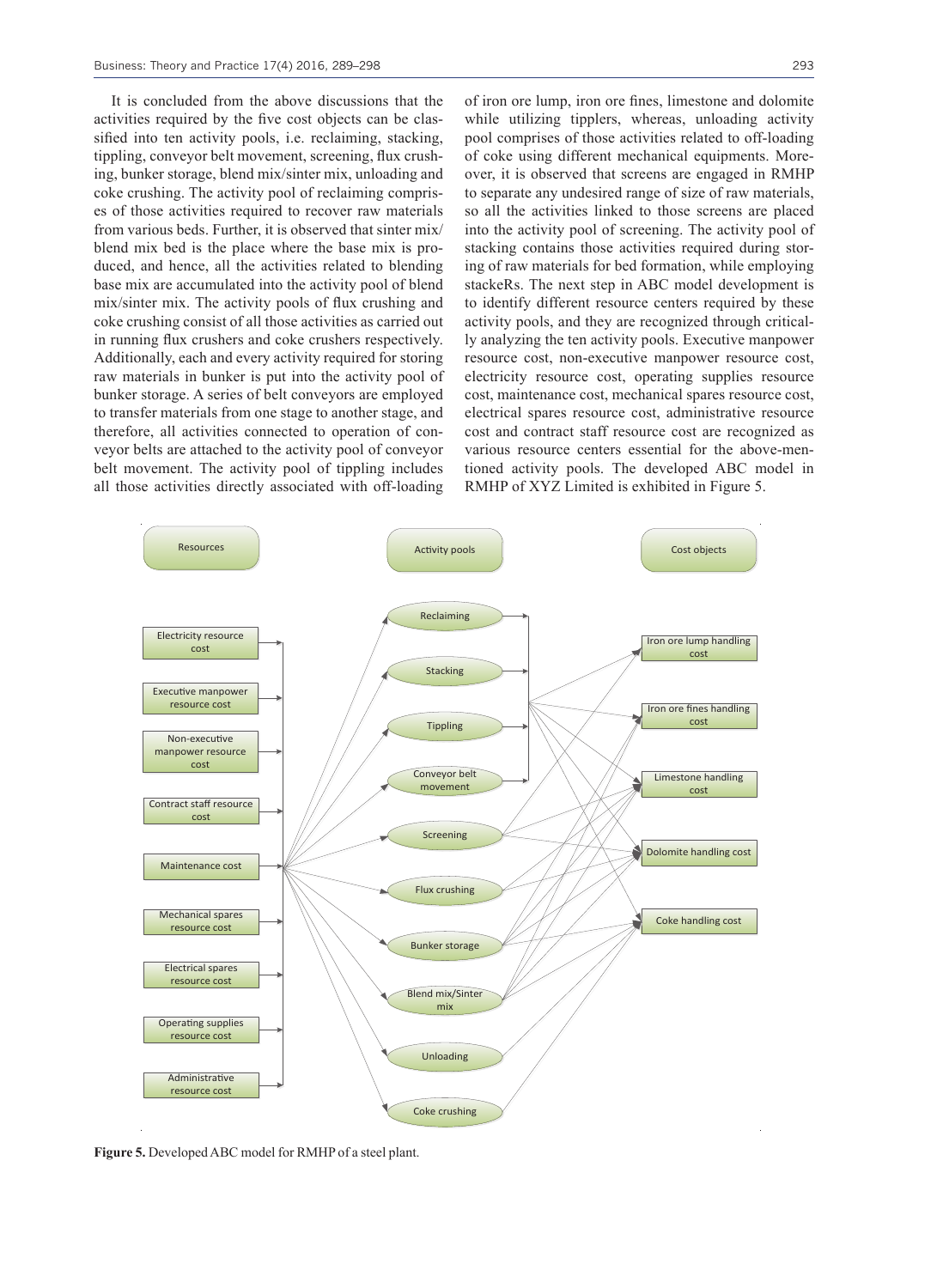It is concluded from the above discussions that the activities required by the five cost objects can be classified into ten activity pools, i.e. reclaiming, stacking, tippling, conveyor belt movement, screening, flux crushing, bunker storage, blend mix/sinter mix, unloading and coke crushing. The activity pool of reclaiming comprises of those activities required to recover raw materials from various beds. Further, it is observed that sinter mix/ blend mix bed is the place where the base mix is produced, and hence, all the activities related to blending base mix are accumulated into the activity pool of blend mix/sinter mix. The activity pools of flux crushing and coke crushing consist of all those activities as carried out in running flux crushers and coke crushers respectively. Additionally, each and every activity required for storing raw materials in bunker is put into the activity pool of bunker storage. A series of belt conveyors are employed to transfer materials from one stage to another stage, and therefore, all activities connected to operation of conveyor belts are attached to the activity pool of conveyor belt movement. The activity pool of tippling includes all those activities directly associated with off-loading of iron ore lump, iron ore fines, limestone and dolomite while utilizing tipplers, whereas, unloading activity pool comprises of those activities related to off-loading of coke using different mechanical equipments. Moreover, it is observed that screens are engaged in RMHP to separate any undesired range of size of raw materials, so all the activities linked to those screens are placed into the activity pool of screening. The activity pool of stacking contains those activities required during storing of raw materials for bed formation, while employing stackeRs. The next step in ABC model development is to identify different resource centers required by these activity pools, and they are recognized through critically analyzing the ten activity pools. Executive manpower resource cost, non-executive manpower resource cost, electricity resource cost, operating supplies resource cost, maintenance cost, mechanical spares resource cost, electrical spares resource cost, administrative resource cost and contract staff resource cost are recognized as various resource centers essential for the above-mentioned activity pools. The developed ABC model in RMHP of XYZ Limited is exhibited in Figure 5.

**Figure 5.** Developed ABC model for RMHP of a steel plant.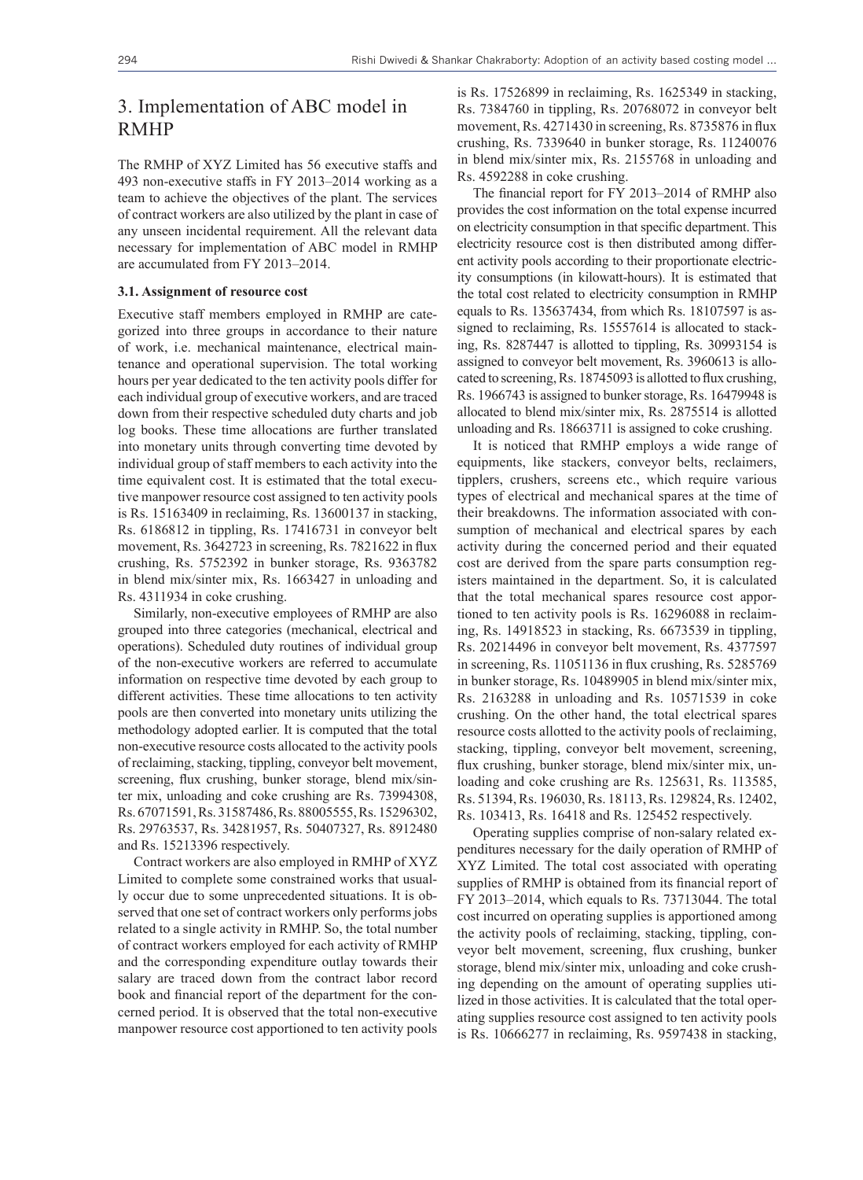# 3. Implementation of ABC model in RMHP

The RMHP of XYZ Limited has 56 executive staffs and 493 non-executive staffs in FY 2013–2014 working as a team to achieve the objectives of the plant. The services of contract workers are also utilized by the plant in case of any unseen incidental requirement. All the relevant data necessary for implementation of ABC model in RMHP are accumulated from FY 2013–2014.

### 3.1. Assignment of resource cost

Executive staff members employed in RMHP are categorized into three groups in accordance to their nature of work, i.e. mechanical maintenance, electrical maintenance and operational supervision. The total working hours per year dedicated to the ten activity pools differ for each individual group of executive workers, and are traced down from their respective scheduled duty charts and job log books. These time allocations are further translated into monetary units through converting time devoted by individual group of staff members to each activity into the time equivalent cost. It is estimated that the total executive manpower resource cost assigned to ten activity pools is Rs. 15163409 in reclaiming, Rs. 13600137 in stacking, Rs. 6186812 in tippling, Rs. 17416731 in conveyor belt movement, Rs. 3642723 in screening, Rs. 7821622 in flux crushing, Rs. 5752392 in bunker storage, Rs. 9363782 in blend mix/sinter mix, Rs. 1663427 in unloading and Rs. 4311934 in coke crushing.

Similarly, non-executive employees of RMHP are also grouped into three categories (mechanical, electrical and operations). Scheduled duty routines of individual group of the non-executive workers are referred to accumulate information on respective time devoted by each group to different activities. These time allocations to ten activity pools are then converted into monetary units utilizing the methodology adopted earlier. It is computed that the total non-executive resource costs allocated to the activity pools of reclaiming, stacking, tippling, conveyor belt movement, screening, flux crushing, bunker storage, blend mix/sinter mix, unloading and coke crushing are Rs. 73994308, Rs. 67071591, Rs. 31587486, Rs. 88005555, Rs. 15296302, Rs. 29763537, Rs. 34281957, Rs. 50407327, Rs. 8912480 and Rs. 15213396 respectively.

Contract workers are also employed in RMHP of XYZ Limited to complete some constrained works that usually occur due to some unprecedented situations. It is observed that one set of contract workers only performs jobs related to a single activity in RMHP. So, the total number of contract workers employed for each activity of RMHP and the corresponding expenditure outlay towards their salary are traced down from the contract labor record book and financial report of the department for the concerned period. It is observed that the total non-executive manpower resource cost apportioned to ten activity pools is Rs. 17526899 in reclaiming, Rs. 1625349 in stacking, Rs. 7384760 in tippling, Rs. 20768072 in conveyor belt movement, Rs. 4271430 in screening, Rs. 8735876 in flux crushing, Rs. 7339640 in bunker storage, Rs. 11240076 in blend mix/sinter mix, Rs. 2155768 in unloading and Rs. 4592288 in coke crushing.

The financial report for FY 2013–2014 of RMHP also provides the cost information on the total expense incurred on electricity consumption in that specific department. This electricity resource cost is then distributed among different activity pools according to their proportionate electricity consumptions (in kilowatt-hours). It is estimated that the total cost related to electricity consumption in RMHP equals to Rs. 135637434, from which Rs. 18107597 is assigned to reclaiming, Rs. 15557614 is allocated to stacking, Rs. 8287447 is allotted to tippling, Rs. 30993154 is assigned to conveyor belt movement, Rs. 3960613 is allocated to screening, Rs. 18745093 is allotted to flux crushing, Rs. 1966743 is assigned to bunker storage, Rs. 16479948 is allocated to blend mix/sinter mix, Rs. 2875514 is allotted unloading and Rs. 18663711 is assigned to coke crushing.

It is noticed that RMHP employs a wide range of equipments, like stackers, conveyor belts, reclaimers, tipplers, crushers, screens etc., which require various types of electrical and mechanical spares at the time of their breakdowns. The information associated with consumption of mechanical and electrical spares by each activity during the concerned period and their equated cost are derived from the spare parts consumption registers maintained in the department. So, it is calculated that the total mechanical spares resource cost apportioned to ten activity pools is Rs. 16296088 in reclaiming, Rs. 14918523 in stacking, Rs. 6673539 in tippling, Rs. 20214496 in conveyor belt movement, Rs. 4377597 in screening, Rs. 11051136 in flux crushing, Rs. 5285769 in bunker storage, Rs. 10489905 in blend mix/sinter mix, Rs. 2163288 in unloading and Rs. 10571539 in coke crushing. On the other hand, the total electrical spares resource costs allotted to the activity pools of reclaiming, stacking, tippling, conveyor belt movement, screening, flux crushing, bunker storage, blend mix/sinter mix, unloading and coke crushing are Rs. 125631, Rs. 113585, Rs. 51394, Rs. 196030, Rs. 18113, Rs. 129824, Rs. 12402, Rs. 103413, Rs. 16418 and Rs. 125452 respectively.

Operating supplies comprise of non-salary related expenditures necessary for the daily operation of RMHP of XYZ Limited. The total cost associated with operating supplies of RMHP is obtained from its financial report of FY 2013–2014, which equals to Rs. 73713044. The total cost incurred on operating supplies is apportioned among the activity pools of reclaiming, stacking, tippling, conveyor belt movement, screening, flux crushing, bunker storage, blend mix/sinter mix, unloading and coke crushing depending on the amount of operating supplies utilized in those activities. It is calculated that the total operating supplies resource cost assigned to ten activity pools is Rs. 10666277 in reclaiming, Rs. 9597438 in stacking,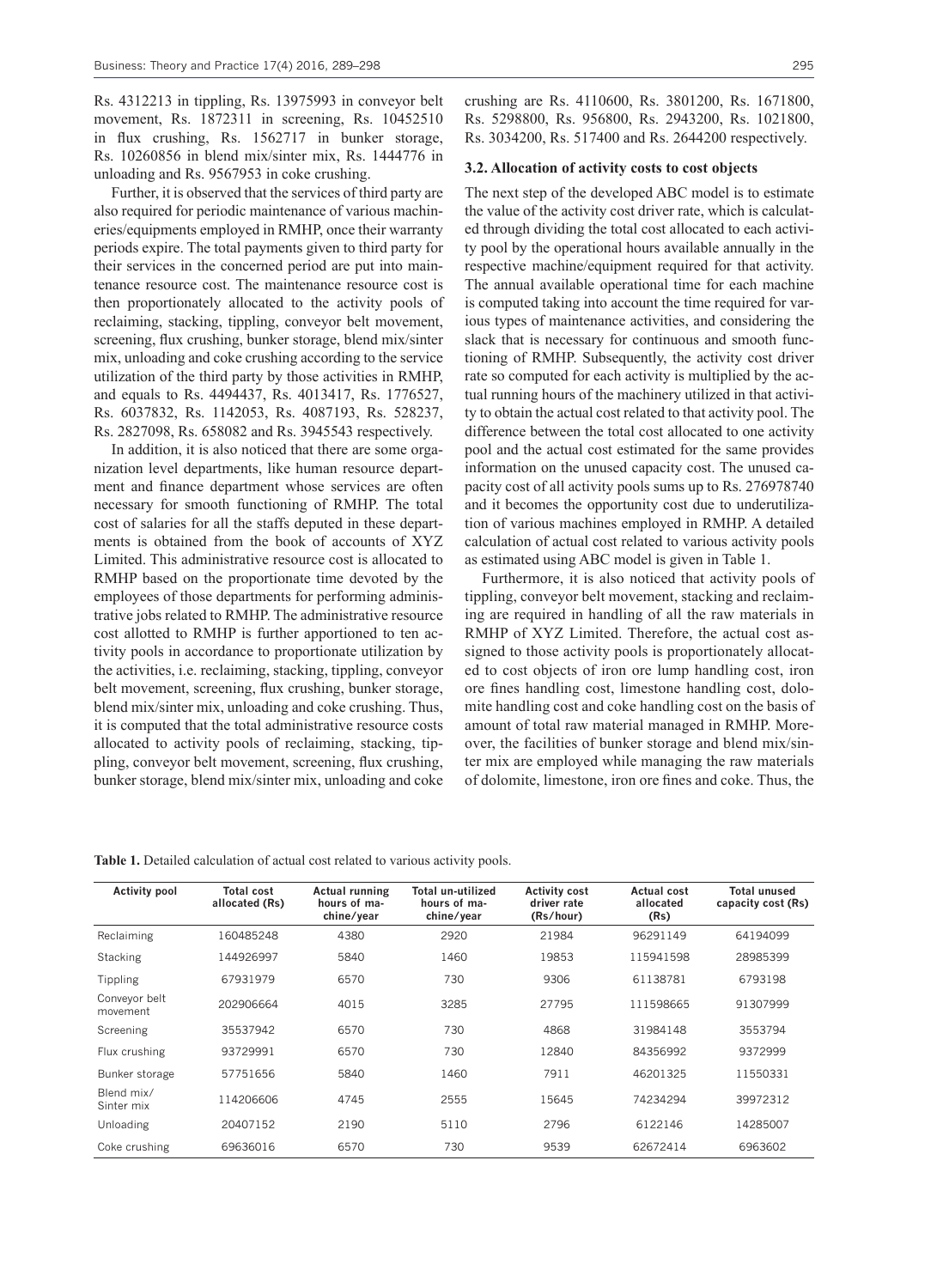Rs. 4312213 in tippling, Rs. 13975993 in conveyor belt movement, Rs. 1872311 in screening, Rs. 10452510 in flux crushing, Rs. 1562717 in bunker storage, Rs. 10260856 in blend mix/sinter mix, Rs. 1444776 in unloading and Rs. 9567953 in coke crushing.

Further, it is observed that the services of third party are also required for periodic maintenance of various machineries/equipments employed in RMHP, once their warranty periods expire. The total payments given to third party for their services in the concerned period are put into maintenance resource cost. The maintenance resource cost is then proportionately allocated to the activity pools of reclaiming, stacking, tippling, conveyor belt movement, screening, flux crushing, bunker storage, blend mix/sinter mix, unloading and coke crushing according to the service utilization of the third party by those activities in RMHP, and equals to Rs. 4494437, Rs. 4013417, Rs. 1776527, Rs. 6037832, Rs. 1142053, Rs. 4087193, Rs. 528237, Rs. 2827098, Rs. 658082 and Rs. 3945543 respectively.

In addition, it is also noticed that there are some organization level departments, like human resource department and finance department whose services are often necessary for smooth functioning of RMHP. The total cost of salaries for all the staffs deputed in these departments is obtained from the book of accounts of XYZ Limited. This administrative resource cost is allocated to RMHP based on the proportionate time devoted by the employees of those departments for performing administrative jobs related to RMHP. The administrative resource cost allotted to RMHP is further apportioned to ten activity pools in accordance to proportionate utilization by the activities, i.e. reclaiming, stacking, tippling, conveyor belt movement, screening, flux crushing, bunker storage, blend mix/sinter mix, unloading and coke crushing. Thus, it is computed that the total administrative resource costs allocated to activity pools of reclaiming, stacking, tippling, conveyor belt movement, screening, flux crushing, bunker storage, blend mix/sinter mix, unloading and coke crushing are Rs. 4110600, Rs. 3801200, Rs. 1671800, Rs. 5298800, Rs. 956800, Rs. 2943200, Rs. 1021800, Rs. 3034200, Rs. 517400 and Rs. 2644200 respectively.

### 3.2. Allocation of activity costs to cost objects

The next step of the developed ABC model is to estimate the value of the activity cost driver rate, which is calculated through dividing the total cost allocated to each activity pool by the operational hours available annually in the respective machine/equipment required for that activity. The annual available operational time for each machine is computed taking into account the time required for various types of maintenance activities, and considering the slack that is necessary for continuous and smooth functioning of RMHP. Subsequently, the activity cost driver rate so computed for each activity is multiplied by the actual running hours of the machinery utilized in that activity to obtain the actual cost related to that activity pool. The difference between the total cost allocated to one activity pool and the actual cost estimated for the same provides information on the unused capacity cost. The unused capacity cost of all activity pools sums up to Rs. 276978740 and it becomes the opportunity cost due to underutilization of various machines employed in RMHP. A detailed calculation of actual cost related to various activity pools as estimated using ABC model is given in Table 1.

Furthermore, it is also noticed that activity pools of tippling, conveyor belt movement, stacking and reclaiming are required in handling of all the raw materials in RMHP of XYZ Limited. Therefore, the actual cost assigned to those activity pools is proportionately allocated to cost objects of iron ore lump handling cost, iron ore fines handling cost, limestone handling cost, dolomite handling cost and coke handling cost on the basis of amount of total raw material managed in RMHP. Moreover, the facilities of bunker storage and blend mix/sinter mix are employed while managing the raw materials of dolomite, limestone, iron ore fines and coke. Thus, the

**Table 1.** Detailed calculation of actual cost related to various activity pools.

| Activity pool | Total cost allocated (Rs) | Actual running hours of machine/year | Total un-utilized hours of machine/year | Activity cost driver rate (Rs/hour) | Actual cost allocated (Rs) | Total unused capacity cost (Rs) |
|---|---|---|---|---|---|---|
| Reclaiming | 160485248 | 4380 | 2920 | 21984 | 96291149 | 64194099 |
| Stacking | 144926997 | 5840 | 1460 | 19853 | 115941598 | 28985399 |
| Tippling | 67931979 | 6570 | 730 | 9306 | 61138781 | 6793198 |
| Conveyor belt movement | 202906664 | 4015 | 3285 | 27795 | 111598665 | 91307999 |
| Screening | 35537942 | 6570 | 730 | 4868 | 31984148 | 3553794 |
| Flux crushing | 93729991 | 6570 | 730 | 12840 | 84356992 | 9372999 |
| Bunker storage | 57751656 | 5840 | 1460 | 7911 | 46201325 | 11550331 |
| Blend mix/ Sinter mix | 114206606 | 4745 | 2555 | 15645 | 74234294 | 39972312 |
| Unloading | 20407152 | 2190 | 5110 | 2796 | 6122146 | 14285007 |
| Coke crushing | 69636016 | 6570 | 730 | 9539 | 62672414 | 6963602 |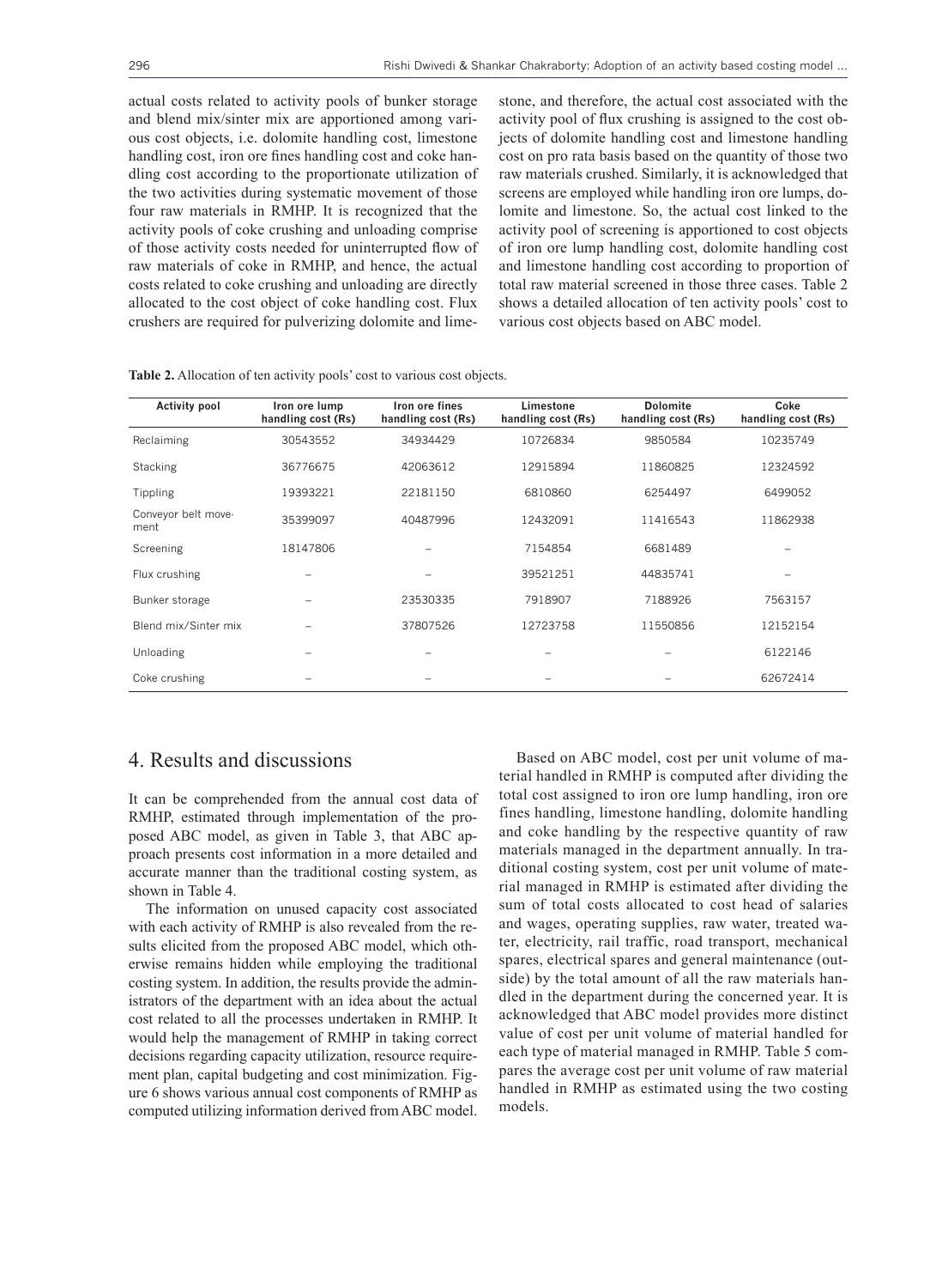actual costs related to activity pools of bunker storage and blend mix/sinter mix are apportioned among various cost objects, i.e. dolomite handling cost, limestone handling cost, iron ore fines handling cost and coke handling cost according to the proportionate utilization of the two activities during systematic movement of those four raw materials in RMHP. It is recognized that the activity pools of coke crushing and unloading comprise of those activity costs needed for uninterrupted flow of raw materials of coke in RMHP, and hence, the actual costs related to coke crushing and unloading are directly allocated to the cost object of coke handling cost. Flux crushers are required for pulverizing dolomite and limestone, and therefore, the actual cost associated with the activity pool of flux crushing is assigned to the cost objects of dolomite handling cost and limestone handling cost on pro rata basis based on the quantity of those two raw materials crushed. Similarly, it is acknowledged that screens are employed while handling iron ore lumps, dolomite and limestone. So, the actual cost linked to the activity pool of screening is apportioned to cost objects of iron ore lump handling cost, dolomite handling cost and limestone handling cost according to proportion of total raw material screened in those three cases. Table 2 shows a detailed allocation of ten activity pools' cost to various cost objects based on ABC model.

**Table 2.** Allocation of ten activity pools' cost to various cost objects.

| Activity pool | Iron ore lump handling cost (Rs) | Iron ore fines handling cost (Rs) | Limestone handling cost (Rs) | Dolomite handling cost (Rs) | Coke handling cost (Rs) |
|---|---|---|---|---|---|
| Reclaiming | 30543552 | 34934429 | 10726834 | 9850584 | 10235749 |
| Stacking | 36776675 | 42063612 | 12915894 | 11860825 | 12324592 |
| Tippling | 19393221 | 22181150 | 6810860 | 6254497 | 6499052 |
| Conveyor belt movement | 35399097 | 40487996 | 12432091 | 11416543 | 11862938 |
| Screening | 18147806 | – | 7154854 | 6681489 | – |
| Flux crushing | – | – | 39521251 | 44835741 | – |
| Bunker storage | – | 23530335 | 7918907 | 7188926 | 7563157 |
| Blend mix/Sinter mix | – | 37807526 | 12723758 | 11550856 | 12152154 |
| Unloading | – | – | – | – | 6122146 |
| Coke crushing | – | – | – | – | 62672414 |

# 4. Results and discussions

It can be comprehended from the annual cost data of RMHP, estimated through implementation of the proposed ABC model, as given in Table 3, that ABC approach presents cost information in a more detailed and accurate manner than the traditional costing system, as shown in Table 4.

The information on unused capacity cost associated with each activity of RMHP is also revealed from the results elicited from the proposed ABC model, which otherwise remains hidden while employing the traditional costing system. In addition, the results provide the administrators of the department with an idea about the actual cost related to all the processes undertaken in RMHP. It would help the management of RMHP in taking correct decisions regarding capacity utilization, resource requirement plan, capital budgeting and cost minimization. Figure 6 shows various annual cost components of RMHP as computed utilizing information derived from ABC model.

Based on ABC model, cost per unit volume of material handled in RMHP is computed after dividing the total cost assigned to iron ore lump handling, iron ore fines handling, limestone handling, dolomite handling and coke handling by the respective quantity of raw materials managed in the department annually. In traditional costing system, cost per unit volume of material managed in RMHP is estimated after dividing the sum of total costs allocated to cost head of salaries and wages, operating supplies, raw water, treated water, electricity, rail traffic, road transport, mechanical spares, electrical spares and general maintenance (outside) by the total amount of all the raw materials handled in the department during the concerned year. It is acknowledged that ABC model provides more distinct value of cost per unit volume of material handled for each type of material managed in RMHP. Table 5 compares the average cost per unit volume of raw material handled in RMHP as estimated using the two costing models.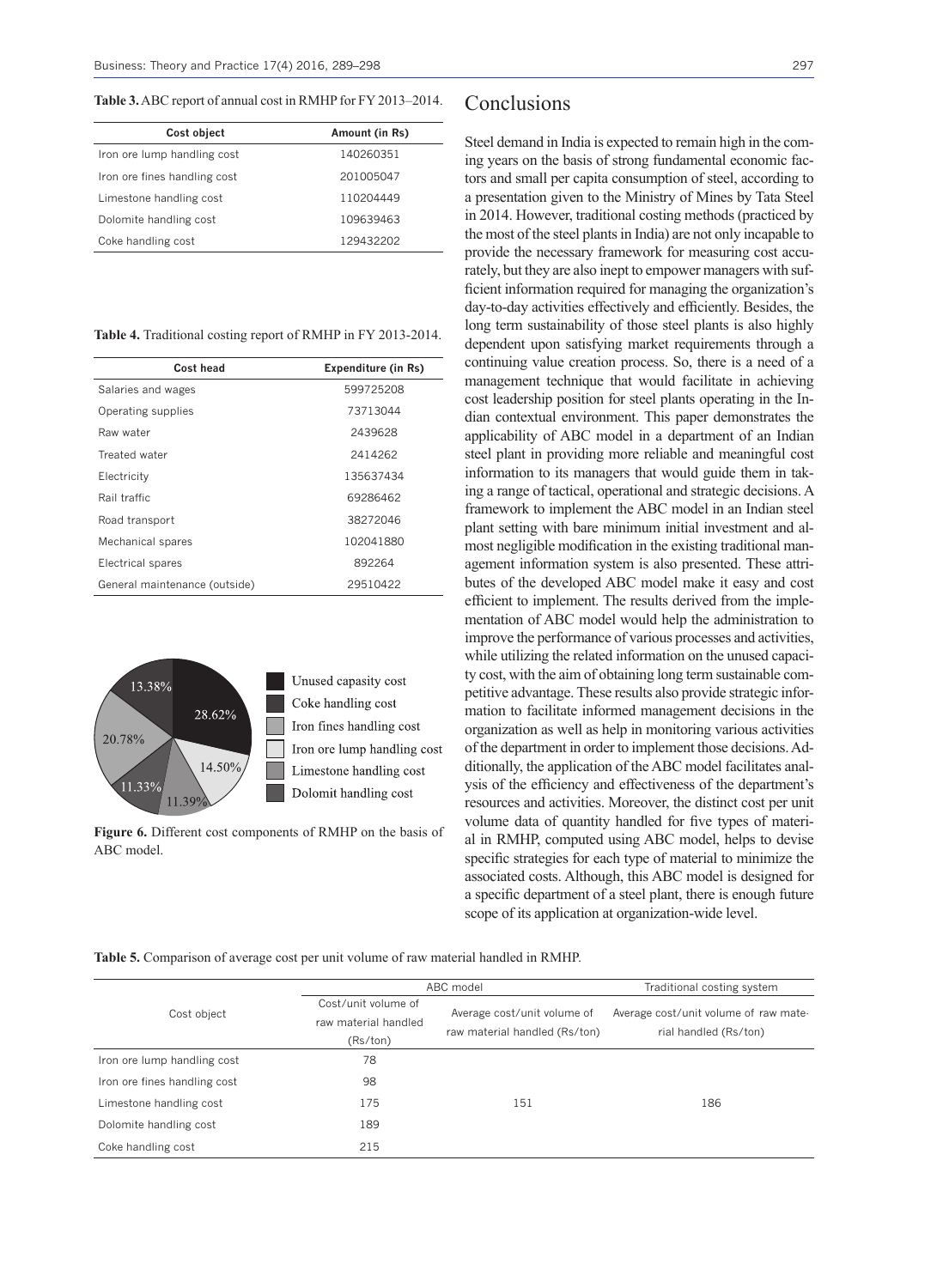**Table 3.** ABC report of annual cost in RMHP for FY 2013–2014.

| Cost object | Amount (in Rs) |
|---|---|
| Iron ore lump handling cost | 140260351 |
| Iron ore fines handling cost | 201005047 |
| Limestone handling cost | 110204449 |
| Dolomite handling cost | 109639463 |
| Coke handling cost | 129432202 |

**Table 4.** Traditional costing report of RMHP in FY 2013-2014.

| Cost head | Expenditure (in Rs) |
|---|---|
| Salaries and wages | 599725208 |
| Operating supplies | 73713044 |
| Raw water | 2439628 |
| Treated water | 2414262 |
| Electricity | 135637434 |
| Rail traffic | 69286462 |
| Road transport | 38272046 |
| Mechanical spares | 102041880 |
| Electrical spares | 892264 |
| General maintenance (outside) | 29510422 |

**Figure 6.** Different cost components of RMHP on the basis of ABC model.

## Conclusions

Steel demand in India is expected to remain high in the coming years on the basis of strong fundamental economic factors and small per capita consumption of steel, according to a presentation given to the Ministry of Mines by Tata Steel in 2014. However, traditional costing methods (practiced by the most of the steel plants in India) are not only incapable to provide the necessary framework for measuring cost accurately, but they are also inept to empower managers with sufficient information required for managing the organization's day-to-day activities effectively and efficiently. Besides, the long term sustainability of those steel plants is also highly dependent upon satisfying market requirements through a continuing value creation process. So, there is a need of a management technique that would facilitate in achieving cost leadership position for steel plants operating in the Indian contextual environment. This paper demonstrates the applicability of ABC model in a department of an Indian steel plant in providing more reliable and meaningful cost information to its managers that would guide them in taking a range of tactical, operational and strategic decisions. A framework to implement the ABC model in an Indian steel plant setting with bare minimum initial investment and almost negligible modification in the existing traditional management information system is also presented. These attributes of the developed ABC model make it easy and cost efficient to implement. The results derived from the implementation of ABC model would help the administration to improve the performance of various processes and activities, while utilizing the related information on the unused capacity cost, with the aim of obtaining long term sustainable competitive advantage. These results also provide strategic information to facilitate informed management decisions in the organization as well as help in monitoring various activities of the department in order to implement those decisions. Additionally, the application of the ABC model facilitates analysis of the efficiency and effectiveness of the department's resources and activities. Moreover, the distinct cost per unit volume data of quantity handled for five types of material in RMHP, computed using ABC model, helps to devise specific strategies for each type of material to minimize the associated costs. Although, this ABC model is designed for a specific department of a steel plant, there is enough future scope of its application at organization-wide level.

**Table 5.** Comparison of average cost per unit volume of raw material handled in RMHP.

| Cost object | ABC model | | Traditional costing system |
|---|---|---|---|
| | Cost/unit volume of raw material handled (Rs/ton) | Average cost/unit volume of raw material handled (Rs/ton) | Average cost/unit volume of raw material handled (Rs/ton) |
| Iron ore lump handling cost | 78 | | |
| Iron ore fines handling cost | 98 | | |
| Limestone handling cost | 175 | 151 | 186 |
| Dolomite handling cost | 189 | | |
| Coke handling cost | 215 | | |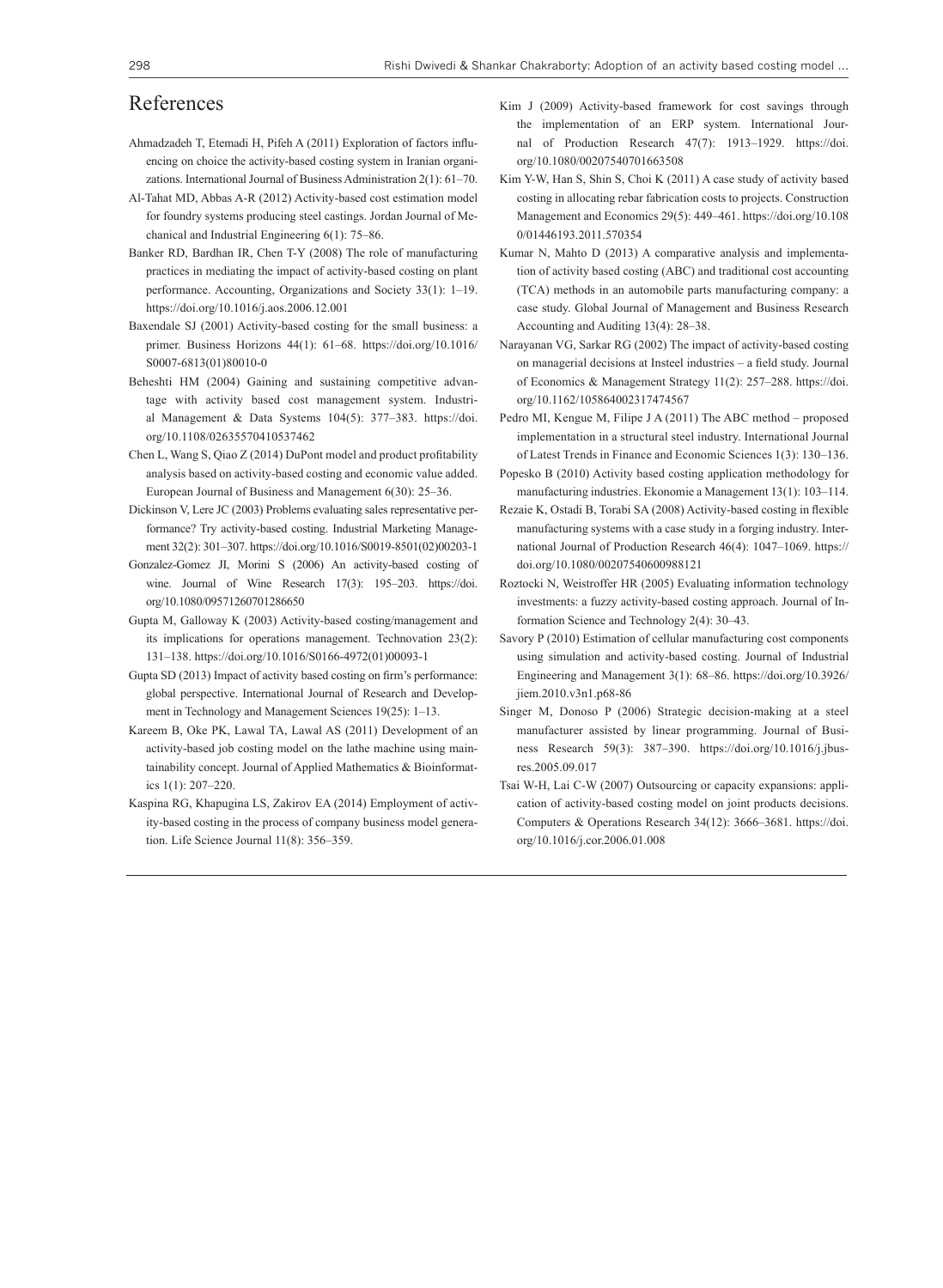# References

Ahmadzadeh T, Etemadi H, Pifeh A (2011) Exploration of factors influencing on choice the activity-based costing system in Iranian organizations. International Journal of Business Administration 2(1): 61–70.

Al-Tahat MD, Abbas A-R (2012) Activity-based cost estimation model for foundry systems producing steel castings. Jordan Journal of Mechanical and Industrial Engineering 6(1): 75–86.

Banker RD, Bardhan IR, Chen T-Y (2008) The role of manufacturing practices in mediating the impact of activity-based costing on plant performance. Accounting, Organizations and Society 33(1): 1–19. https://doi.org/10.1016/j.aos.2006.12.001

Baxendale SJ (2001) Activity-based costing for the small business: a primer. Business Horizons 44(1): 61–68. https://doi.org/10.1016/S0007-6813(01)80010-0

Beheshti HM (2004) Gaining and sustaining competitive advantage with activity based cost management system. Industrial Management & Data Systems 104(5): 377–383. https://doi.org/10.1108/02635570410537462

Chen L, Wang S, Qiao Z (2014) DuPont model and product profitability analysis based on activity-based costing and economic value added. European Journal of Business and Management 6(30): 25–36.

Dickinson V, Lere JC (2003) Problems evaluating sales representative performance? Try activity-based costing. Industrial Marketing Management 32(2): 301–307. https://doi.org/10.1016/S0019-8501(02)00203-1

Gonzalez-Gomez JI, Morini S (2006) An activity-based costing of wine. Journal of Wine Research 17(3): 195–203. https://doi.org/10.1080/09571260701286650

Gupta M, Galloway K (2003) Activity-based costing/management and its implications for operations management. Technovation 23(2): 131–138. https://doi.org/10.1016/S0166-4972(01)00093-1

Gupta SD (2013) Impact of activity based costing on firm's performance: global perspective. International Journal of Research and Development in Technology and Management Sciences 19(25): 1–13.

Kareem B, Oke PK, Lawal TA, Lawal AS (2011) Development of an activity-based job costing model on the lathe machine using maintainability concept. Journal of Applied Mathematics & Bioinformatics 1(1): 207–220.

Kaspina RG, Khapugina LS, Zakirov EA (2014) Employment of activity-based costing in the process of company business model generation. Life Science Journal 11(8): 356–359.

Kim J (2009) Activity-based framework for cost savings through the implementation of an ERP system. International Journal of Production Research 47(7): 1913–1929. https://doi.org/10.1080/00207540701663508

Kim Y-W, Han S, Shin S, Choi K (2011) A case study of activity based costing in allocating rebar fabrication costs to projects. Construction Management and Economics 29(5): 449–461. https://doi.org/10.1080/01446193.2011.570354

Kumar N, Mahto D (2013) A comparative analysis and implementation of activity based costing (ABC) and traditional cost accounting (TCA) methods in an automobile parts manufacturing company: a case study. Global Journal of Management and Business Research Accounting and Auditing 13(4): 28–38.

Narayanan VG, Sarkar RG (2002) The impact of activity-based costing on managerial decisions at Insteel industries – a field study. Journal of Economics & Management Strategy 11(2): 257–288. https://doi.org/10.1162/105864002317474567

Pedro MI, Kengue M, Filipe J A (2011) The ABC method – proposed implementation in a structural steel industry. International Journal of Latest Trends in Finance and Economic Sciences 1(3): 130–136.

Popesko B (2010) Activity based costing application methodology for manufacturing industries. Ekonomie a Management 13(1): 103–114.

Rezaie K, Ostadi B, Torabi SA (2008) Activity-based costing in flexible manufacturing systems with a case study in a forging industry. International Journal of Production Research 46(4): 1047–1069. https://doi.org/10.1080/00207540600988121

Roztocki N, Weistroffer HR (2005) Evaluating information technology investments: a fuzzy activity-based costing approach. Journal of Information Science and Technology 2(4): 30–43.

Savory P (2010) Estimation of cellular manufacturing cost components using simulation and activity-based costing. Journal of Industrial Engineering and Management 3(1): 68–86. https://doi.org/10.3926/jiem.2010.v3n1.p68-86

Singer M, Donoso P (2006) Strategic decision-making at a steel manufacturer assisted by linear programming. Journal of Business Research 59(3): 387–390. https://doi.org/10.1016/j.jbusres.2005.09.017

Tsai W-H, Lai C-W (2007) Outsourcing or capacity expansions: application of activity-based costing model on joint products decisions. Computers & Operations Research 34(12): 3666–3681. https://doi.org/10.1016/j.cor.2006.01.008